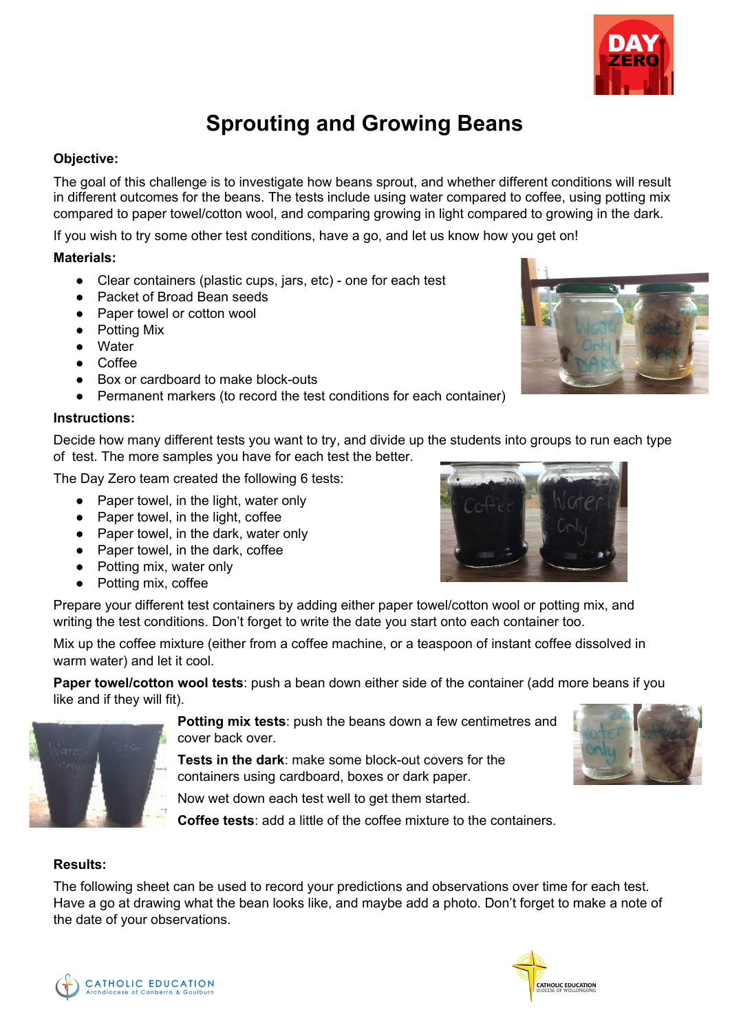# Sprouting and Growing Beans

**Objective:**

The goal of this challenge is to investigate how beans sprout, and whether different conditions will result in different outcomes for the beans. The tests include using water compared to coffee, using potting mix compared to paper towel/cotton wool, and comparing growing in light compared to growing in the dark.

If you wish to try some other test conditions, have a go, and let us know how you get on!

**Materials:**

- Clear containers (plastic cups, jars, etc) - one for each test
- Packet of Broad Bean seeds
- Paper towel or cotton wool
- Potting Mix
- Water
- Coffee
- Box or cardboard to make block-outs
- Permanent markers (to record the test conditions for each container)

**Instructions:**

Decide how many different tests you want to try, and divide up the students into groups to run each type of test. The more samples you have for each test the better.

The Day Zero team created the following 6 tests:

- Paper towel, in the light, water only
- Paper towel, in the light, coffee
- Paper towel, in the dark, water only
- Paper towel, in the dark, coffee
- Potting mix, water only
- Potting mix, coffee

Prepare your different test containers by adding either paper towel/cotton wool or potting mix, and writing the test conditions. Don't forget to write the date you start onto each container too.

Mix up the coffee mixture (either from a coffee machine, or a teaspoon of instant coffee dissolved in warm water) and let it cool.

**Paper towel/cotton wool tests**: push a bean down either side of the container (add more beans if you like and if they will fit).

**Potting mix tests**: push the beans down a few centimetres and cover back over.

**Tests in the dark**: make some block-out covers for the containers using cardboard, boxes or dark paper.

Now wet down each test well to get them started.

**Coffee tests**: add a little of the coffee mixture to the containers.

**Results:**

The following sheet can be used to record your predictions and observations over time for each test. Have a go at drawing what the bean looks like, and maybe add a photo. Don't forget to make a note of the date of your observations.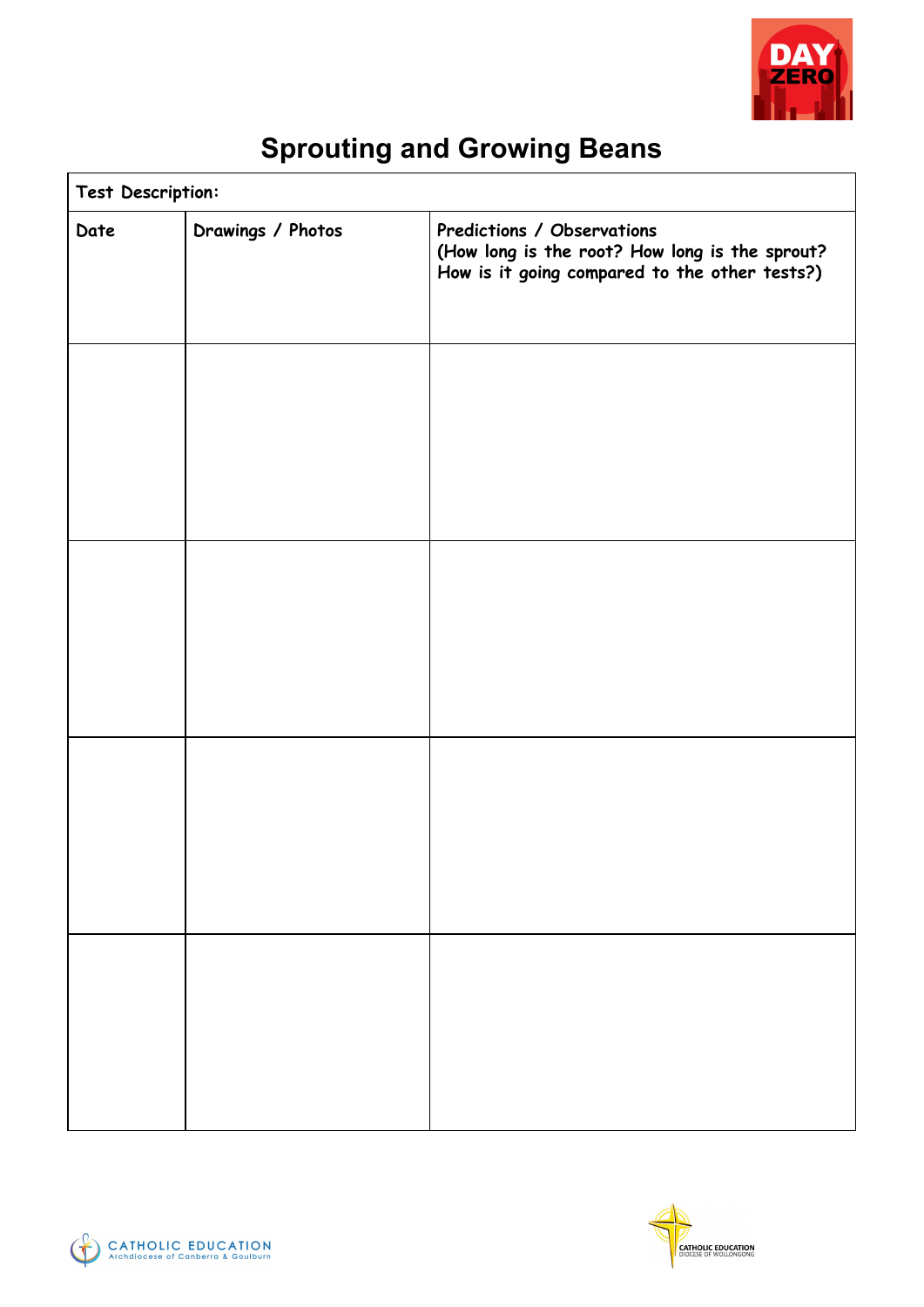# Sprouting and Growing Beans

| Test Description: | | |
|---|---|---|
| Date | Drawings / Photos | Predictions / Observations (How long is the root? How long is the sprout? How is it going compared to the other tests?) |
| | | |
| | | |
| | | |
| | | |